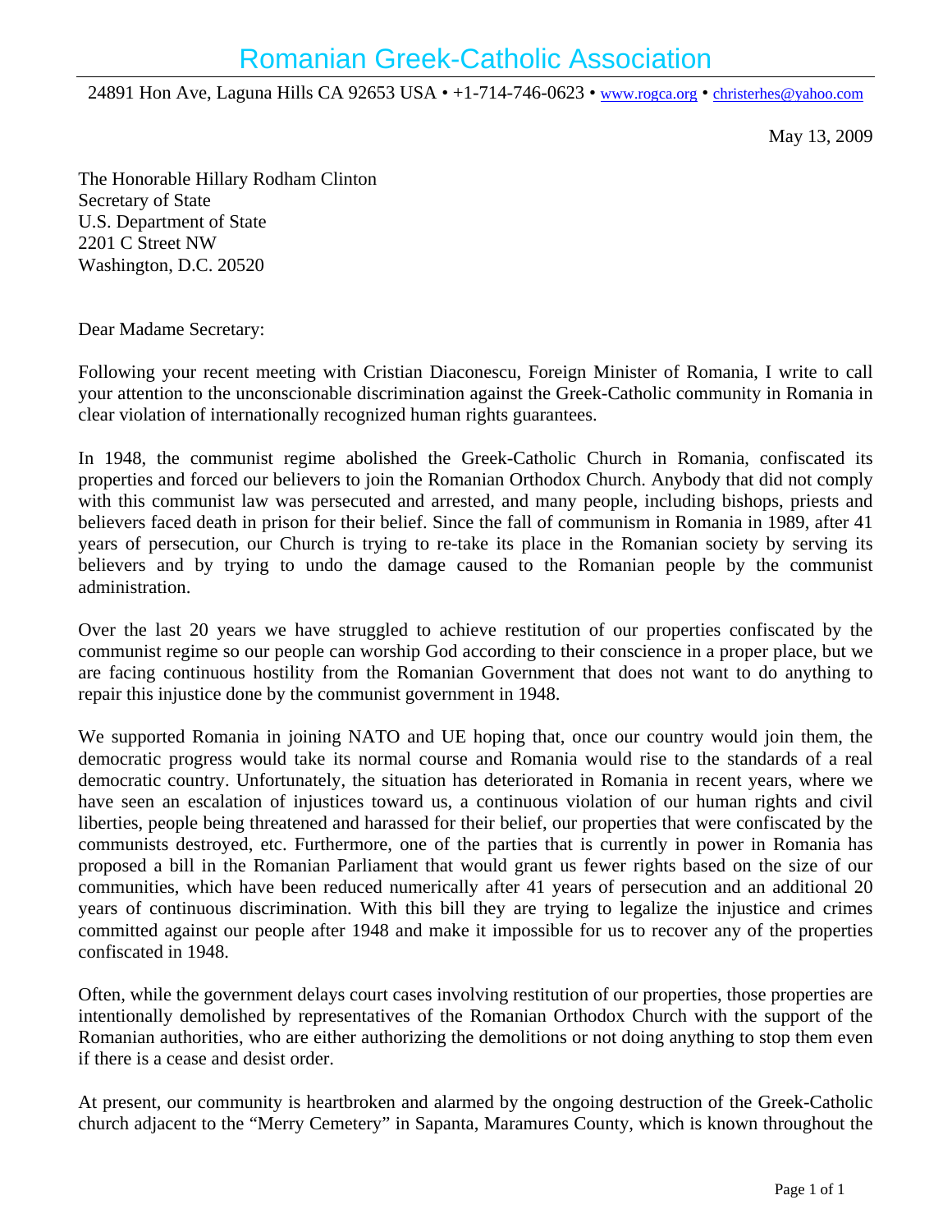# Romanian Greek-Catholic Association

24891 Hon Ave, Laguna Hills CA 92653 USA • +1-714-746-0623 • www.rogca.org • christerhes@yahoo.com

May 13, 2009

The Honorable Hillary Rodham Clinton
Secretary of State
U.S. Department of State
2201 C Street NW
Washington, D.C. 20520

Dear Madame Secretary:

Following your recent meeting with Cristian Diaconescu, Foreign Minister of Romania, I write to call your attention to the unconscionable discrimination against the Greek-Catholic community in Romania in clear violation of internationally recognized human rights guarantees.

In 1948, the communist regime abolished the Greek-Catholic Church in Romania, confiscated its properties and forced our believers to join the Romanian Orthodox Church. Anybody that did not comply with this communist law was persecuted and arrested, and many people, including bishops, priests and believers faced death in prison for their belief. Since the fall of communism in Romania in 1989, after 41 years of persecution, our Church is trying to re-take its place in the Romanian society by serving its believers and by trying to undo the damage caused to the Romanian people by the communist administration.

Over the last 20 years we have struggled to achieve restitution of our properties confiscated by the communist regime so our people can worship God according to their conscience in a proper place, but we are facing continuous hostility from the Romanian Government that does not want to do anything to repair this injustice done by the communist government in 1948.

We supported Romania in joining NATO and UE hoping that, once our country would join them, the democratic progress would take its normal course and Romania would rise to the standards of a real democratic country. Unfortunately, the situation has deteriorated in Romania in recent years, where we have seen an escalation of injustices toward us, a continuous violation of our human rights and civil liberties, people being threatened and harassed for their belief, our properties that were confiscated by the communists destroyed, etc. Furthermore, one of the parties that is currently in power in Romania has proposed a bill in the Romanian Parliament that would grant us fewer rights based on the size of our communities, which have been reduced numerically after 41 years of persecution and an additional 20 years of continuous discrimination. With this bill they are trying to legalize the injustice and crimes committed against our people after 1948 and make it impossible for us to recover any of the properties confiscated in 1948.

Often, while the government delays court cases involving restitution of our properties, those properties are intentionally demolished by representatives of the Romanian Orthodox Church with the support of the Romanian authorities, who are either authorizing the demolitions or not doing anything to stop them even if there is a cease and desist order.

At present, our community is heartbroken and alarmed by the ongoing destruction of the Greek-Catholic church adjacent to the "Merry Cemetery" in Sapanta, Maramures County, which is known throughout the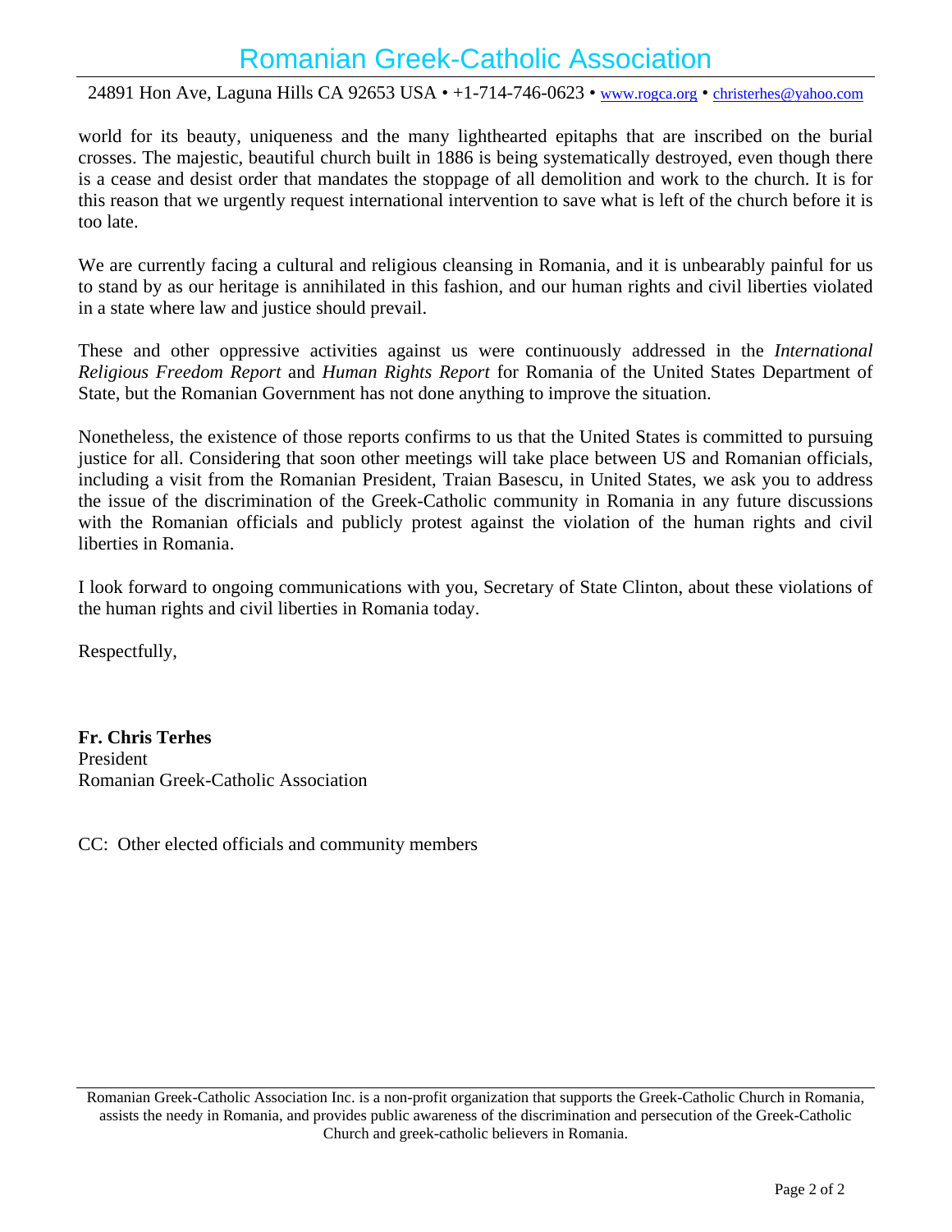world for its beauty, uniqueness and the many lighthearted epitaphs that are inscribed on the burial crosses. The majestic, beautiful church built in 1886 is being systematically destroyed, even though there is a cease and desist order that mandates the stoppage of all demolition and work to the church. It is for this reason that we urgently request international intervention to save what is left of the church before it is too late.

We are currently facing a cultural and religious cleansing in Romania, and it is unbearably painful for us to stand by as our heritage is annihilated in this fashion, and our human rights and civil liberties violated in a state where law and justice should prevail.

These and other oppressive activities against us were continuously addressed in the *International Religious Freedom Report* and *Human Rights Report* for Romania of the United States Department of State, but the Romanian Government has not done anything to improve the situation.

Nonetheless, the existence of those reports confirms to us that the United States is committed to pursuing justice for all. Considering that soon other meetings will take place between US and Romanian officials, including a visit from the Romanian President, Traian Basescu, in United States, we ask you to address the issue of the discrimination of the Greek-Catholic community in Romania in any future discussions with the Romanian officials and publicly protest against the violation of the human rights and civil liberties in Romania.

I look forward to ongoing communications with you, Secretary of State Clinton, about these violations of the human rights and civil liberties in Romania today.

Respectfully,

**Fr. Chris Terhes**
President
Romanian Greek-Catholic Association

CC: Other elected officials and community members

Romanian Greek-Catholic Association Inc. is a non-profit organization that supports the Greek-Catholic Church in Romania, assists the needy in Romania, and provides public awareness of the discrimination and persecution of the Greek-Catholic Church and greek-catholic believers in Romania.